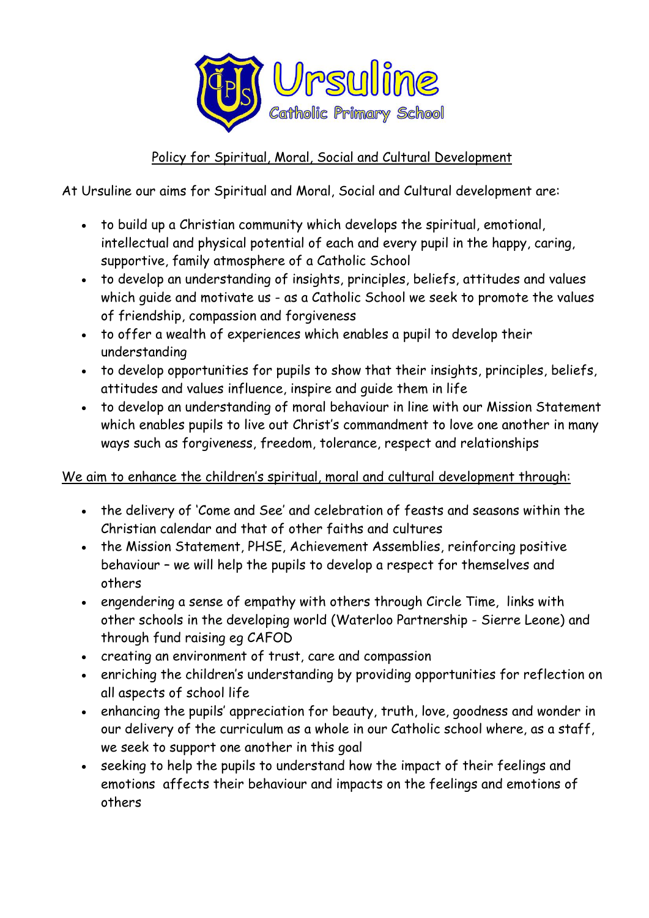# Ursuline

## Catholic Primary School

### Policy for Spiritual, Moral, Social and Cultural Development

At Ursuline our aims for Spiritual and Moral, Social and Cultural development are:

- to build up a Christian community which develops the spiritual, emotional, intellectual and physical potential of each and every pupil in the happy, caring, supportive, family atmosphere of a Catholic School
- to develop an understanding of insights, principles, beliefs, attitudes and values which guide and motivate us - as a Catholic School we seek to promote the values of friendship, compassion and forgiveness
- to offer a wealth of experiences which enables a pupil to develop their understanding
- to develop opportunities for pupils to show that their insights, principles, beliefs, attitudes and values influence, inspire and guide them in life
- to develop an understanding of moral behaviour in line with our Mission Statement which enables pupils to live out Christ's commandment to love one another in many ways such as forgiveness, freedom, tolerance, respect and relationships

We aim to enhance the children's spiritual, moral and cultural development through:

- the delivery of 'Come and See' and celebration of feasts and seasons within the Christian calendar and that of other faiths and cultures
- the Mission Statement, PHSE, Achievement Assemblies, reinforcing positive behaviour – we will help the pupils to develop a respect for themselves and others
- engendering a sense of empathy with others through Circle Time, links with other schools in the developing world (Waterloo Partnership - Sierre Leone) and through fund raising eg CAFOD
- creating an environment of trust, care and compassion
- enriching the children's understanding by providing opportunities for reflection on all aspects of school life
- enhancing the pupils' appreciation for beauty, truth, love, goodness and wonder in our delivery of the curriculum as a whole in our Catholic school where, as a staff, we seek to support one another in this goal
- seeking to help the pupils to understand how the impact of their feelings and emotions affects their behaviour and impacts on the feelings and emotions of others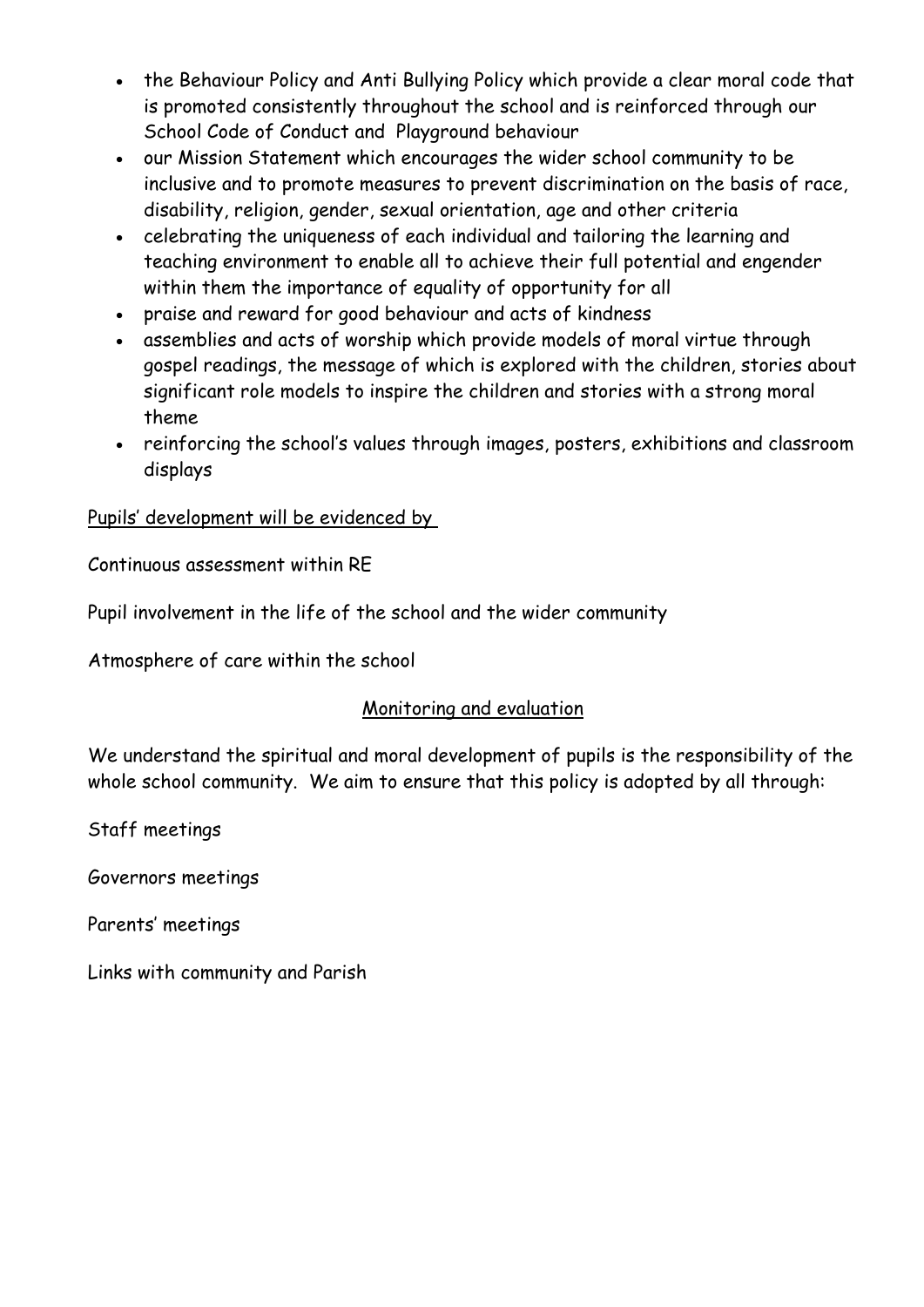- the Behaviour Policy and Anti Bullying Policy which provide a clear moral code that is promoted consistently throughout the school and is reinforced through our School Code of Conduct and Playground behaviour
- our Mission Statement which encourages the wider school community to be inclusive and to promote measures to prevent discrimination on the basis of race, disability, religion, gender, sexual orientation, age and other criteria
- celebrating the uniqueness of each individual and tailoring the learning and teaching environment to enable all to achieve their full potential and engender within them the importance of equality of opportunity for all
- praise and reward for good behaviour and acts of kindness
- assemblies and acts of worship which provide models of moral virtue through gospel readings, the message of which is explored with the children, stories about significant role models to inspire the children and stories with a strong moral theme
- reinforcing the school's values through images, posters, exhibitions and classroom displays

Pupils' development will be evidenced by

Continuous assessment within RE

Pupil involvement in the life of the school and the wider community

Atmosphere of care within the school

## Monitoring and evaluation

We understand the spiritual and moral development of pupils is the responsibility of the whole school community. We aim to ensure that this policy is adopted by all through:

Staff meetings

Governors meetings

Parents' meetings

Links with community and Parish